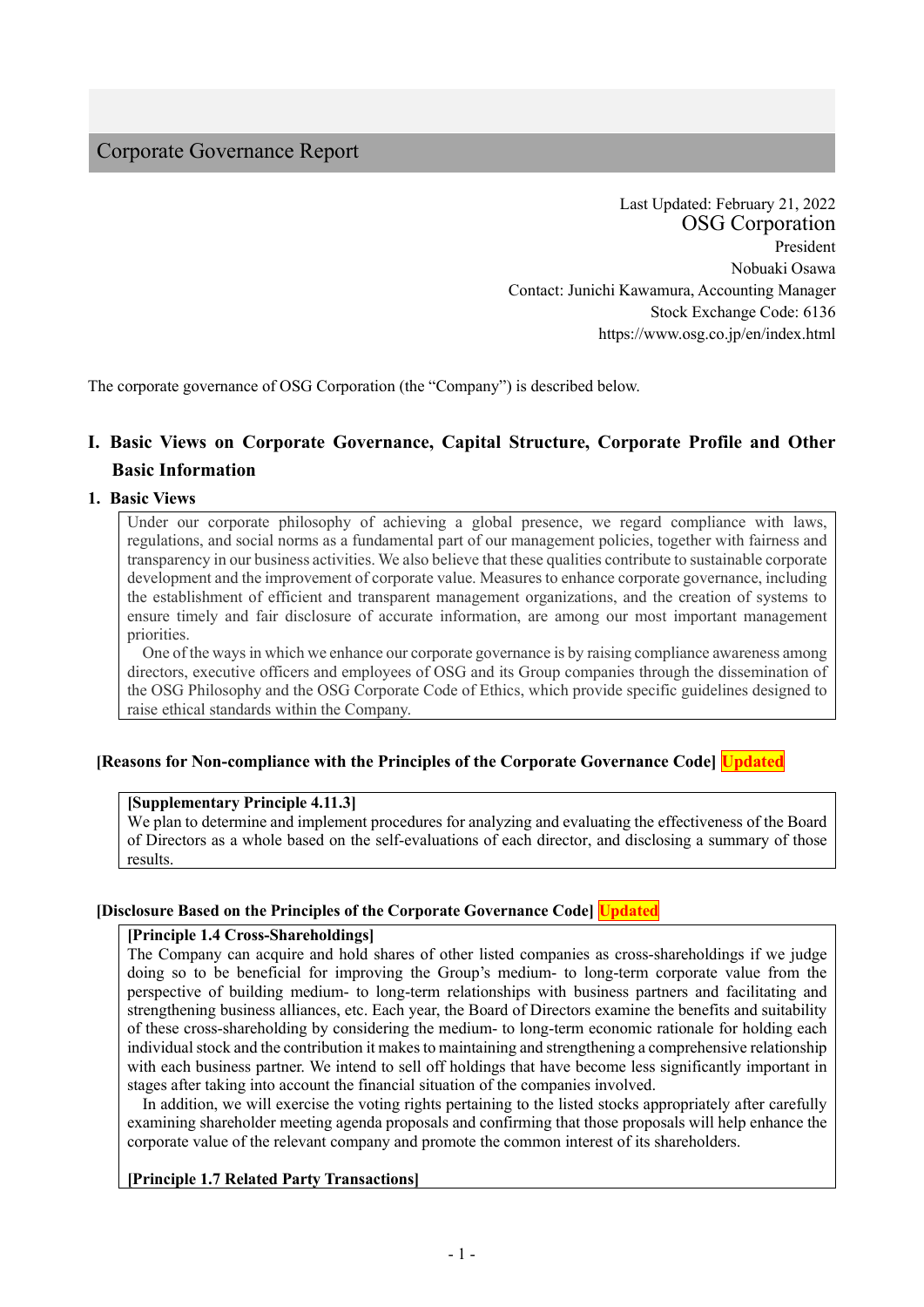# Corporate Governance Report

Last Updated: February 21, 2022
OSG Corporation
President
Nobuaki Osawa
Contact: Junichi Kawamura, Accounting Manager
Stock Exchange Code: 6136
https://www.osg.co.jp/en/index.html

The corporate governance of OSG Corporation (the "Company") is described below.

## I. Basic Views on Corporate Governance, Capital Structure, Corporate Profile and Other Basic Information

### 1. Basic Views

Under our corporate philosophy of achieving a global presence, we regard compliance with laws, regulations, and social norms as a fundamental part of our management policies, together with fairness and transparency in our business activities. We also believe that these qualities contribute to sustainable corporate development and the improvement of corporate value. Measures to enhance corporate governance, including the establishment of efficient and transparent management organizations, and the creation of systems to ensure timely and fair disclosure of accurate information, are among our most important management priorities.

One of the ways in which we enhance our corporate governance is by raising compliance awareness among directors, executive officers and employees of OSG and its Group companies through the dissemination of the OSG Philosophy and the OSG Corporate Code of Ethics, which provide specific guidelines designed to raise ethical standards within the Company.

**[Reasons for Non-compliance with the Principles of the Corporate Governance Code]** Updated

**[Supplementary Principle 4.11.3]**
We plan to determine and implement procedures for analyzing and evaluating the effectiveness of the Board of Directors as a whole based on the self-evaluations of each director, and disclosing a summary of those results.

**[Disclosure Based on the Principles of the Corporate Governance Code]** Updated

**[Principle 1.4 Cross-Shareholdings]**
The Company can acquire and hold shares of other listed companies as cross-shareholdings if we judge doing so to be beneficial for improving the Group's medium- to long-term corporate value from the perspective of building medium- to long-term relationships with business partners and facilitating and strengthening business alliances, etc. Each year, the Board of Directors examine the benefits and suitability of these cross-shareholding by considering the medium- to long-term economic rationale for holding each individual stock and the contribution it makes to maintaining and strengthening a comprehensive relationship with each business partner. We intend to sell off holdings that have become less significantly important in stages after taking into account the financial situation of the companies involved.

In addition, we will exercise the voting rights pertaining to the listed stocks appropriately after carefully examining shareholder meeting agenda proposals and confirming that those proposals will help enhance the corporate value of the relevant company and promote the common interest of its shareholders.

**[Principle 1.7 Related Party Transactions]**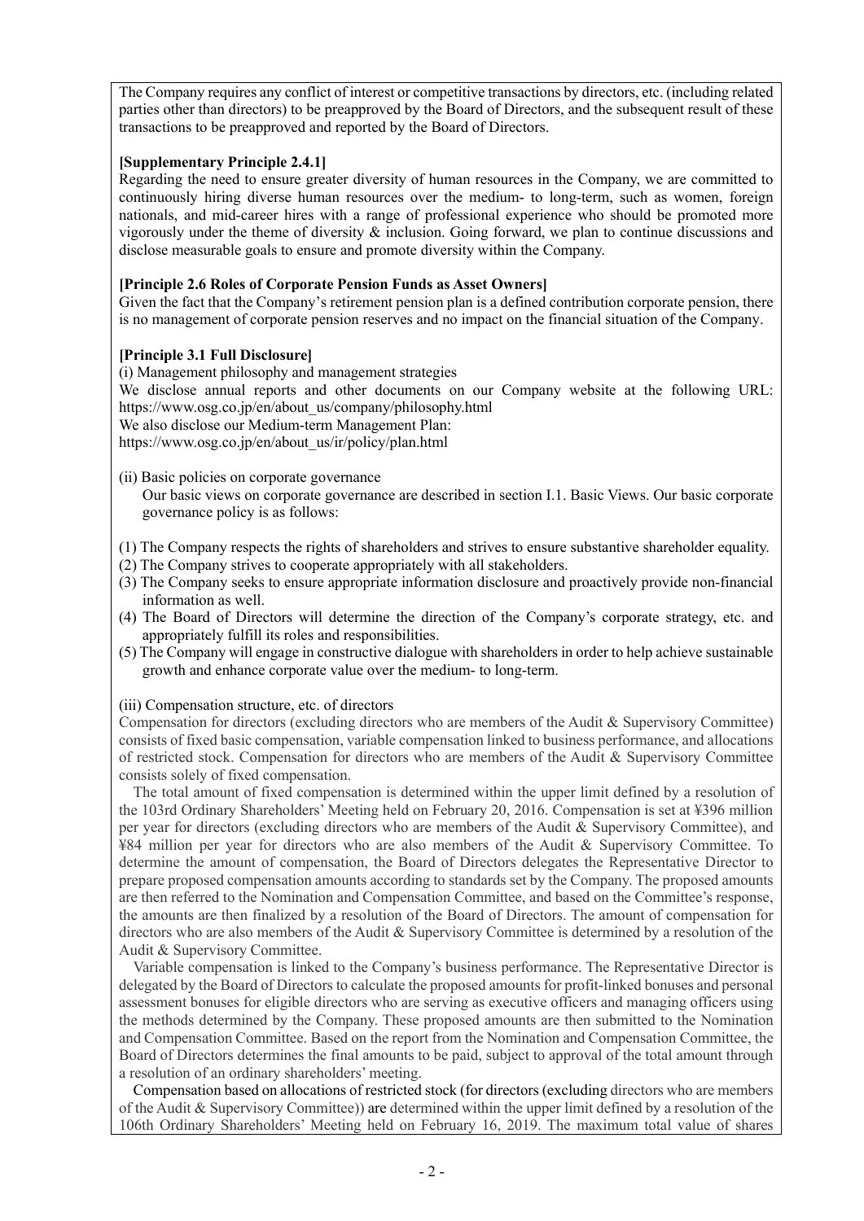The Company requires any conflict of interest or competitive transactions by directors, etc. (including related parties other than directors) to be preapproved by the Board of Directors, and the subsequent result of these transactions to be preapproved and reported by the Board of Directors.

**[Supplementary Principle 2.4.1]**

Regarding the need to ensure greater diversity of human resources in the Company, we are committed to continuously hiring diverse human resources over the medium- to long-term, such as women, foreign nationals, and mid-career hires with a range of professional experience who should be promoted more vigorously under the theme of diversity & inclusion. Going forward, we plan to continue discussions and disclose measurable goals to ensure and promote diversity within the Company.

**[Principle 2.6 Roles of Corporate Pension Funds as Asset Owners]**

Given the fact that the Company's retirement pension plan is a defined contribution corporate pension, there is no management of corporate pension reserves and no impact on the financial situation of the Company.

**[Principle 3.1 Full Disclosure]**

(i) Management philosophy and management strategies

We disclose annual reports and other documents on our Company website at the following URL: https://www.osg.co.jp/en/about_us/company/philosophy.html

We also disclose our Medium-term Management Plan:
https://www.osg.co.jp/en/about_us/ir/policy/plan.html

(ii) Basic policies on corporate governance

Our basic views on corporate governance are described in section I.1. Basic Views. Our basic corporate governance policy is as follows:

(1) The Company respects the rights of shareholders and strives to ensure substantive shareholder equality.
(2) The Company strives to cooperate appropriately with all stakeholders.
(3) The Company seeks to ensure appropriate information disclosure and proactively provide non-financial information as well.
(4) The Board of Directors will determine the direction of the Company's corporate strategy, etc. and appropriately fulfill its roles and responsibilities.
(5) The Company will engage in constructive dialogue with shareholders in order to help achieve sustainable growth and enhance corporate value over the medium- to long-term.

(iii) Compensation structure, etc. of directors

Compensation for directors (excluding directors who are members of the Audit & Supervisory Committee) consists of fixed basic compensation, variable compensation linked to business performance, and allocations of restricted stock. Compensation for directors who are members of the Audit & Supervisory Committee consists solely of fixed compensation.

The total amount of fixed compensation is determined within the upper limit defined by a resolution of the 103rd Ordinary Shareholders' Meeting held on February 20, 2016. Compensation is set at ¥396 million per year for directors (excluding directors who are members of the Audit & Supervisory Committee), and ¥84 million per year for directors who are also members of the Audit & Supervisory Committee. To determine the amount of compensation, the Board of Directors delegates the Representative Director to prepare proposed compensation amounts according to standards set by the Company. The proposed amounts are then referred to the Nomination and Compensation Committee, and based on the Committee's response, the amounts are then finalized by a resolution of the Board of Directors. The amount of compensation for directors who are also members of the Audit & Supervisory Committee is determined by a resolution of the Audit & Supervisory Committee.

Variable compensation is linked to the Company's business performance. The Representative Director is delegated by the Board of Directors to calculate the proposed amounts for profit-linked bonuses and personal assessment bonuses for eligible directors who are serving as executive officers and managing officers using the methods determined by the Company. These proposed amounts are then submitted to the Nomination and Compensation Committee. Based on the report from the Nomination and Compensation Committee, the Board of Directors determines the final amounts to be paid, subject to approval of the total amount through a resolution of an ordinary shareholders' meeting.

Compensation based on allocations of restricted stock (for directors (excluding directors who are members of the Audit & Supervisory Committee)) are determined within the upper limit defined by a resolution of the 106th Ordinary Shareholders' Meeting held on February 16, 2019. The maximum total value of shares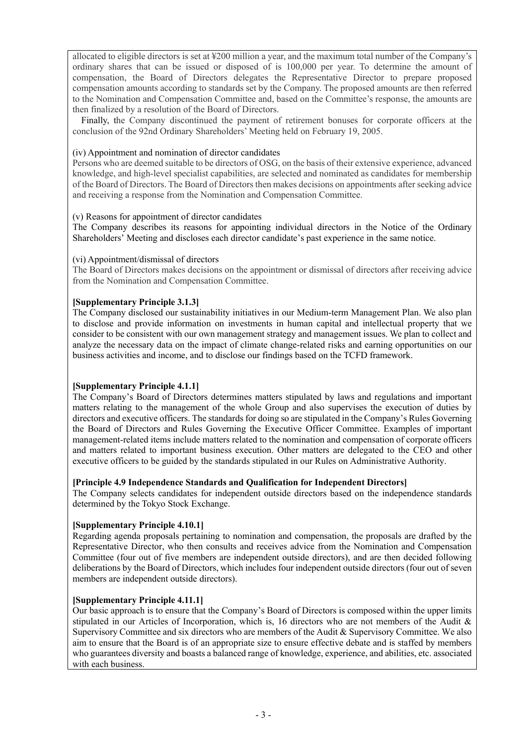allocated to eligible directors is set at ¥200 million a year, and the maximum total number of the Company's ordinary shares that can be issued or disposed of is 100,000 per year. To determine the amount of compensation, the Board of Directors delegates the Representative Director to prepare proposed compensation amounts according to standards set by the Company. The proposed amounts are then referred to the Nomination and Compensation Committee and, based on the Committee's response, the amounts are then finalized by a resolution of the Board of Directors.

Finally, the Company discontinued the payment of retirement bonuses for corporate officers at the conclusion of the 92nd Ordinary Shareholders' Meeting held on February 19, 2005.

(iv) Appointment and nomination of director candidates

Persons who are deemed suitable to be directors of OSG, on the basis of their extensive experience, advanced knowledge, and high-level specialist capabilities, are selected and nominated as candidates for membership of the Board of Directors. The Board of Directors then makes decisions on appointments after seeking advice and receiving a response from the Nomination and Compensation Committee.

(v) Reasons for appointment of director candidates

The Company describes its reasons for appointing individual directors in the Notice of the Ordinary Shareholders' Meeting and discloses each director candidate's past experience in the same notice.

(vi) Appointment/dismissal of directors

The Board of Directors makes decisions on the appointment or dismissal of directors after receiving advice from the Nomination and Compensation Committee.

**[Supplementary Principle 3.1.3]**

The Company disclosed our sustainability initiatives in our Medium-term Management Plan. We also plan to disclose and provide information on investments in human capital and intellectual property that we consider to be consistent with our own management strategy and management issues. We plan to collect and analyze the necessary data on the impact of climate change-related risks and earning opportunities on our business activities and income, and to disclose our findings based on the TCFD framework.

**[Supplementary Principle 4.1.1]**

The Company's Board of Directors determines matters stipulated by laws and regulations and important matters relating to the management of the whole Group and also supervises the execution of duties by directors and executive officers. The standards for doing so are stipulated in the Company's Rules Governing the Board of Directors and Rules Governing the Executive Officer Committee. Examples of important management-related items include matters related to the nomination and compensation of corporate officers and matters related to important business execution. Other matters are delegated to the CEO and other executive officers to be guided by the standards stipulated in our Rules on Administrative Authority.

**[Principle 4.9 Independence Standards and Qualification for Independent Directors]**

The Company selects candidates for independent outside directors based on the independence standards determined by the Tokyo Stock Exchange.

**[Supplementary Principle 4.10.1]**

Regarding agenda proposals pertaining to nomination and compensation, the proposals are drafted by the Representative Director, who then consults and receives advice from the Nomination and Compensation Committee (four out of five members are independent outside directors), and are then decided following deliberations by the Board of Directors, which includes four independent outside directors (four out of seven members are independent outside directors).

**[Supplementary Principle 4.11.1]**

Our basic approach is to ensure that the Company's Board of Directors is composed within the upper limits stipulated in our Articles of Incorporation, which is, 16 directors who are not members of the Audit & Supervisory Committee and six directors who are members of the Audit & Supervisory Committee. We also aim to ensure that the Board is of an appropriate size to ensure effective debate and is staffed by members who guarantees diversity and boasts a balanced range of knowledge, experience, and abilities, etc. associated with each business.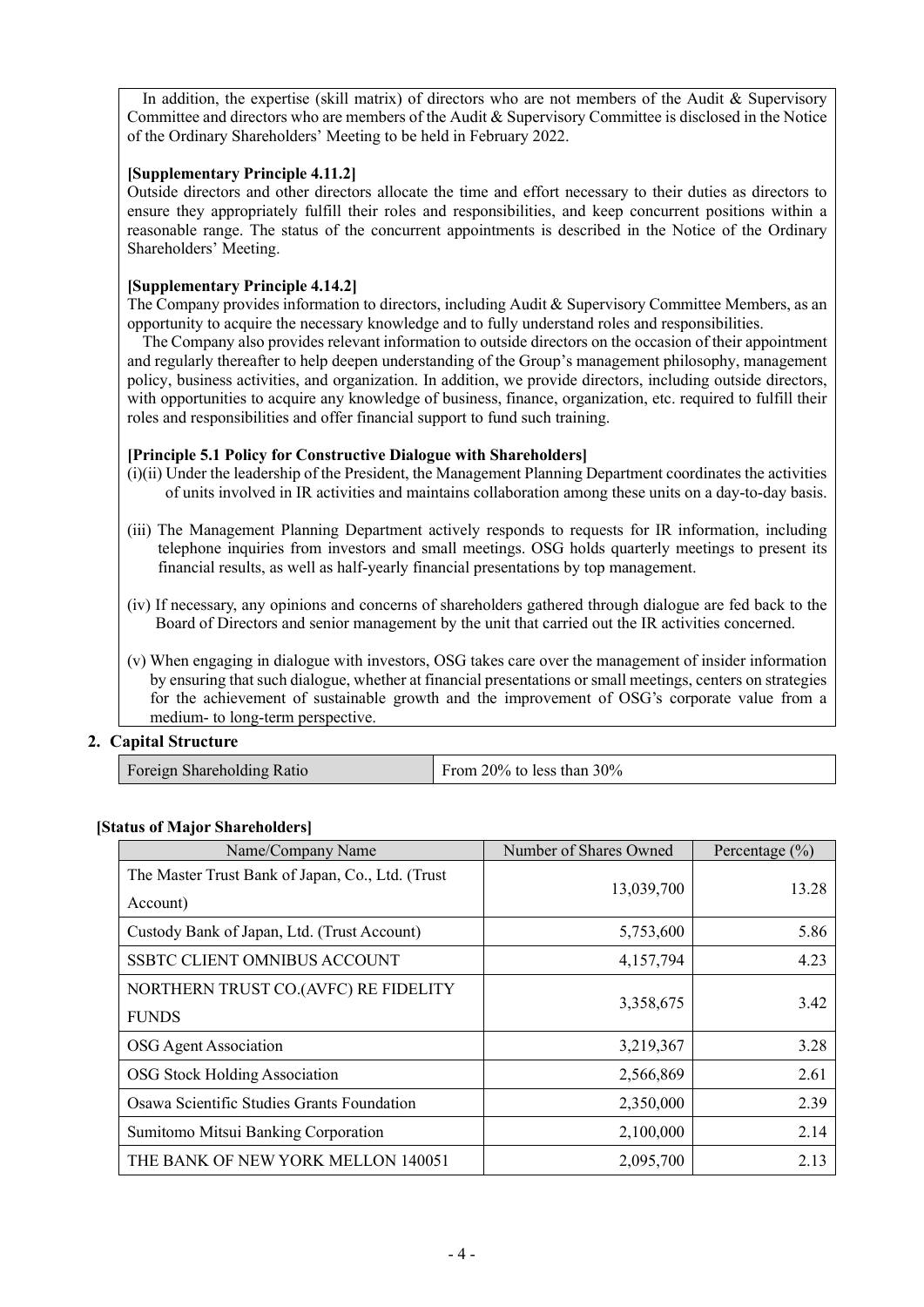In addition, the expertise (skill matrix) of directors who are not members of the Audit & Supervisory Committee and directors who are members of the Audit & Supervisory Committee is disclosed in the Notice of the Ordinary Shareholders' Meeting to be held in February 2022.

**[Supplementary Principle 4.11.2]**

Outside directors and other directors allocate the time and effort necessary to their duties as directors to ensure they appropriately fulfill their roles and responsibilities, and keep concurrent positions within a reasonable range. The status of the concurrent appointments is described in the Notice of the Ordinary Shareholders' Meeting.

**[Supplementary Principle 4.14.2]**

The Company provides information to directors, including Audit & Supervisory Committee Members, as an opportunity to acquire the necessary knowledge and to fully understand roles and responsibilities.

The Company also provides relevant information to outside directors on the occasion of their appointment and regularly thereafter to help deepen understanding of the Group's management philosophy, management policy, business activities, and organization. In addition, we provide directors, including outside directors, with opportunities to acquire any knowledge of business, finance, organization, etc. required to fulfill their roles and responsibilities and offer financial support to fund such training.

**[Principle 5.1 Policy for Constructive Dialogue with Shareholders]**

(i)(ii) Under the leadership of the President, the Management Planning Department coordinates the activities of units involved in IR activities and maintains collaboration among these units on a day-to-day basis.

(iii) The Management Planning Department actively responds to requests for IR information, including telephone inquiries from investors and small meetings. OSG holds quarterly meetings to present its financial results, as well as half-yearly financial presentations by top management.

(iv) If necessary, any opinions and concerns of shareholders gathered through dialogue are fed back to the Board of Directors and senior management by the unit that carried out the IR activities concerned.

(v) When engaging in dialogue with investors, OSG takes care over the management of insider information by ensuring that such dialogue, whether at financial presentations or small meetings, centers on strategies for the achievement of sustainable growth and the improvement of OSG's corporate value from a medium- to long-term perspective.

## 2. Capital Structure

| Foreign Shareholding Ratio | From 20% to less than 30% |
|---|---|

**[Status of Major Shareholders]**

| Name/Company Name | Number of Shares Owned | Percentage (%) |
|---|---|---|
| The Master Trust Bank of Japan, Co., Ltd. (Trust Account) | 13,039,700 | 13.28 |
| Custody Bank of Japan, Ltd. (Trust Account) | 5,753,600 | 5.86 |
| SSBTC CLIENT OMNIBUS ACCOUNT | 4,157,794 | 4.23 |
| NORTHERN TRUST CO.(AVFC) RE FIDELITY FUNDS | 3,358,675 | 3.42 |
| OSG Agent Association | 3,219,367 | 3.28 |
| OSG Stock Holding Association | 2,566,869 | 2.61 |
| Osawa Scientific Studies Grants Foundation | 2,350,000 | 2.39 |
| Sumitomo Mitsui Banking Corporation | 2,100,000 | 2.14 |
| THE BANK OF NEW YORK MELLON 140051 | 2,095,700 | 2.13 |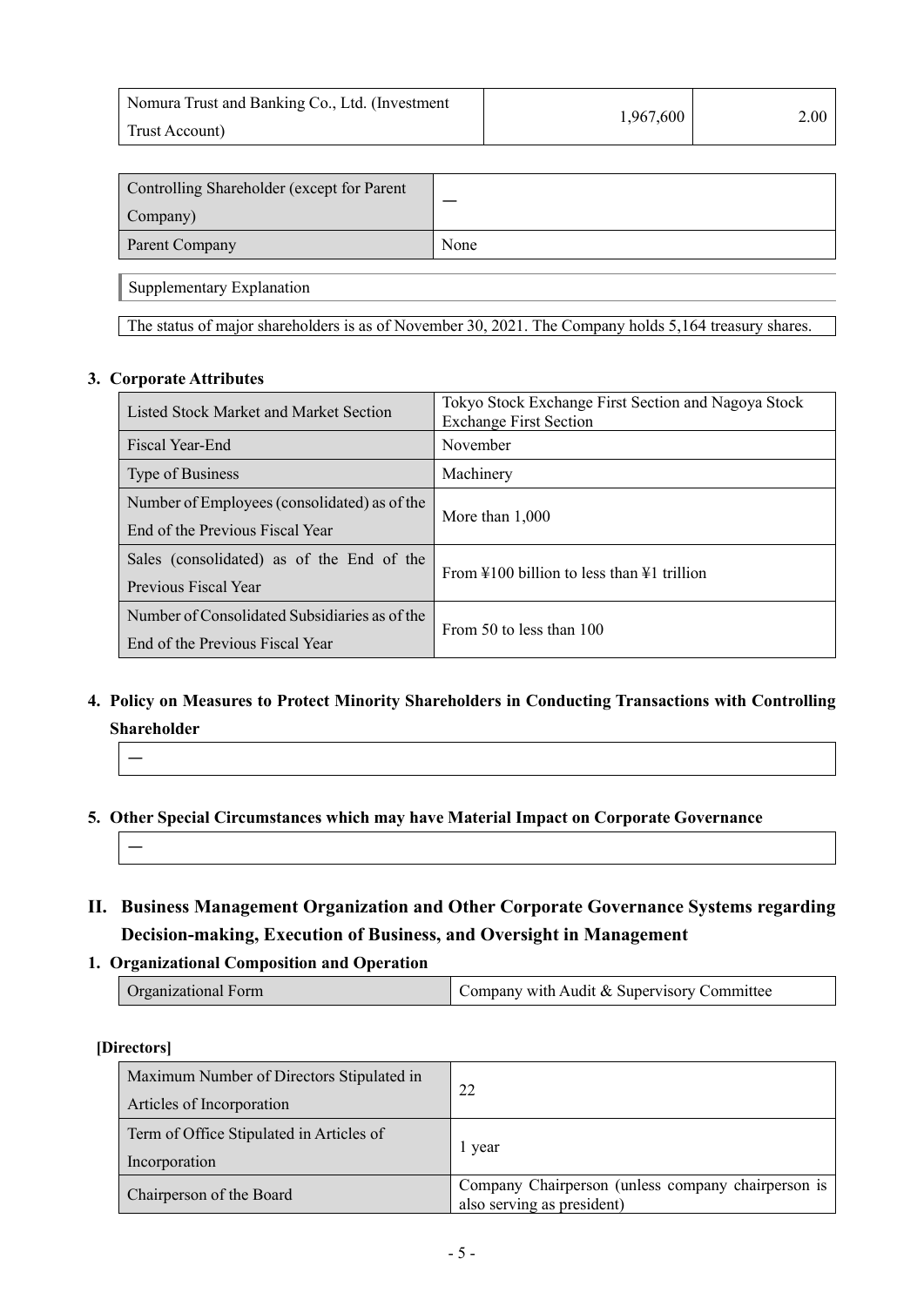| Nomura Trust and Banking Co., Ltd. (Investment Trust Account) | 1,967,600 | 2.00 |
|---|---|---|

| Controlling Shareholder (except for Parent Company) | — |
|---|---|
| Parent Company | None |

Supplementary Explanation

The status of major shareholders is as of November 30, 2021. The Company holds 5,164 treasury shares.

### 3. Corporate Attributes

| Listed Stock Market and Market Section | Tokyo Stock Exchange First Section and Nagoya Stock Exchange First Section |
|---|---|
| Fiscal Year-End | November |
| Type of Business | Machinery |
| Number of Employees (consolidated) as of the End of the Previous Fiscal Year | More than 1,000 |
| Sales (consolidated) as of the End of the Previous Fiscal Year | From ¥100 billion to less than ¥1 trillion |
| Number of Consolidated Subsidiaries as of the End of the Previous Fiscal Year | From 50 to less than 100 |

### 4. Policy on Measures to Protect Minority Shareholders in Conducting Transactions with Controlling Shareholder

—

### 5. Other Special Circumstances which may have Material Impact on Corporate Governance

—

## II. Business Management Organization and Other Corporate Governance Systems regarding Decision-making, Execution of Business, and Oversight in Management

### 1. Organizational Composition and Operation

| Organizational Form | Company with Audit & Supervisory Committee |
|---|---|

**[Directors]**

| Maximum Number of Directors Stipulated in Articles of Incorporation | 22 |
|---|---|
| Term of Office Stipulated in Articles of Incorporation | 1 year |
| Chairperson of the Board | Company Chairperson (unless company chairperson is also serving as president) |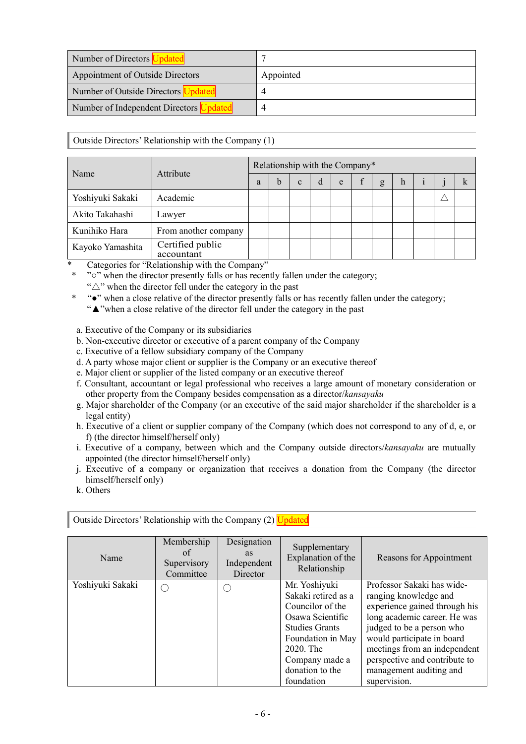| Number of Directors Updated | 7 |
|---|---|
| Appointment of Outside Directors | Appointed |
| Number of Outside Directors Updated | 4 |
| Number of Independent Directors Updated | 4 |

Outside Directors' Relationship with the Company (1)

| Name | Attribute | Relationship with the Company* | | | | | | | | | | |
|---|---|---|---|---|---|---|---|---|---|---|---|---|
| | | a | b | c | d | e | f | g | h | i | j | k |
| Yoshiyuki Sakaki | Academic | | | | | | | | | | △ | |
| Akito Takahashi | Lawyer | | | | | | | | | | | |
| Kunihiko Hara | From another company | | | | | | | | | | | |
| Kayoko Yamashita | Certified public accountant | | | | | | | | | | | |

\* Categories for "Relationship with the Company"

\* "○" when the director presently falls or has recently fallen under the category;
"△" when the director fell under the category in the past

\* "●" when a close relative of the director presently falls or has recently fallen under the category;
"▲"when a close relative of the director fell under the category in the past

a. Executive of the Company or its subsidiaries
b. Non-executive director or executive of a parent company of the Company
c. Executive of a fellow subsidiary company of the Company
d. A party whose major client or supplier is the Company or an executive thereof
e. Major client or supplier of the listed company or an executive thereof
f. Consultant, accountant or legal professional who receives a large amount of monetary consideration or other property from the Company besides compensation as a director/*kansayaku*
g. Major shareholder of the Company (or an executive of the said major shareholder if the shareholder is a legal entity)
h. Executive of a client or supplier company of the Company (which does not correspond to any of d, e, or f) (the director himself/herself only)
i. Executive of a company, between which and the Company outside directors/*kansayaku* are mutually appointed (the director himself/herself only)
j. Executive of a company or organization that receives a donation from the Company (the director himself/herself only)
k. Others

Outside Directors' Relationship with the Company (2) Updated

| Name | Membership of Supervisory Committee | Designation as Independent Director | Supplementary Explanation of the Relationship | Reasons for Appointment |
|---|---|---|---|---|
| Yoshiyuki Sakaki | ○ | ○ | Mr. Yoshiyuki Sakaki retired as a Councilor of the Osawa Scientific Studies Grants Foundation in May 2020. The Company made a donation to the foundation | Professor Sakaki has wide-ranging knowledge and experience gained through his long academic career. He was judged to be a person who would participate in board meetings from an independent perspective and contribute to management auditing and supervision. |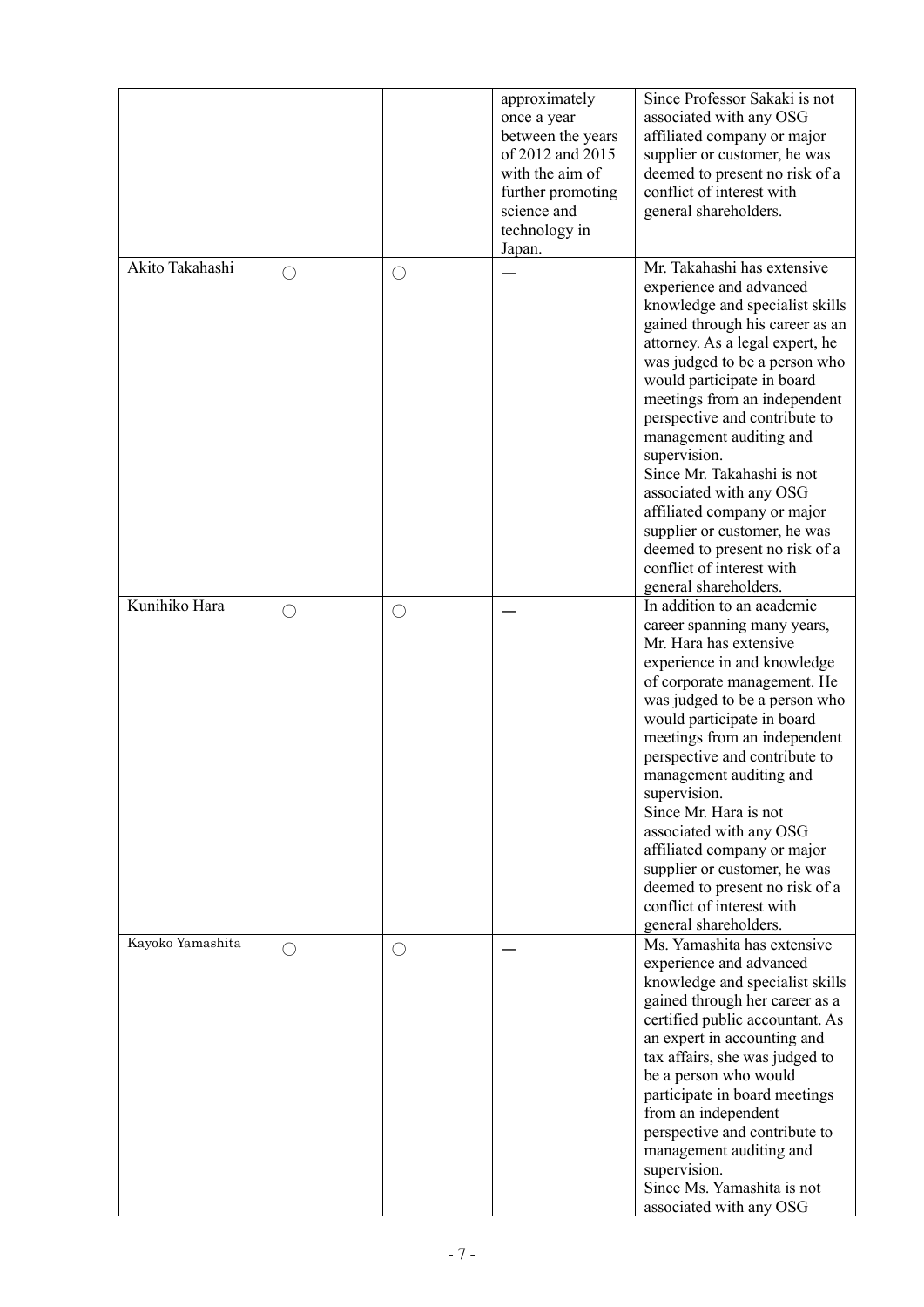|  |  |  | approximately once a year between the years of 2012 and 2015 with the aim of further promoting science and technology in Japan. | Since Professor Sakaki is not associated with any OSG affiliated company or major supplier or customer, he was deemed to present no risk of a conflict of interest with general shareholders. |
|---|---|---|---|---|
| Akito Takahashi | ○ | ○ | — | Mr. Takahashi has extensive experience and advanced knowledge and specialist skills gained through his career as an attorney. As a legal expert, he was judged to be a person who would participate in board meetings from an independent perspective and contribute to management auditing and supervision. Since Mr. Takahashi is not associated with any OSG affiliated company or major supplier or customer, he was deemed to present no risk of a conflict of interest with general shareholders. |
| Kunihiko Hara | ○ | ○ | — | In addition to an academic career spanning many years, Mr. Hara has extensive experience in and knowledge of corporate management. He was judged to be a person who would participate in board meetings from an independent perspective and contribute to management auditing and supervision. Since Mr. Hara is not associated with any OSG affiliated company or major supplier or customer, he was deemed to present no risk of a conflict of interest with general shareholders. |
| Kayoko Yamashita | ○ | ○ | — | Ms. Yamashita has extensive experience and advanced knowledge and specialist skills gained through her career as a certified public accountant. As an expert in accounting and tax affairs, she was judged to be a person who would participate in board meetings from an independent perspective and contribute to management auditing and supervision. Since Ms. Yamashita is not associated with any OSG |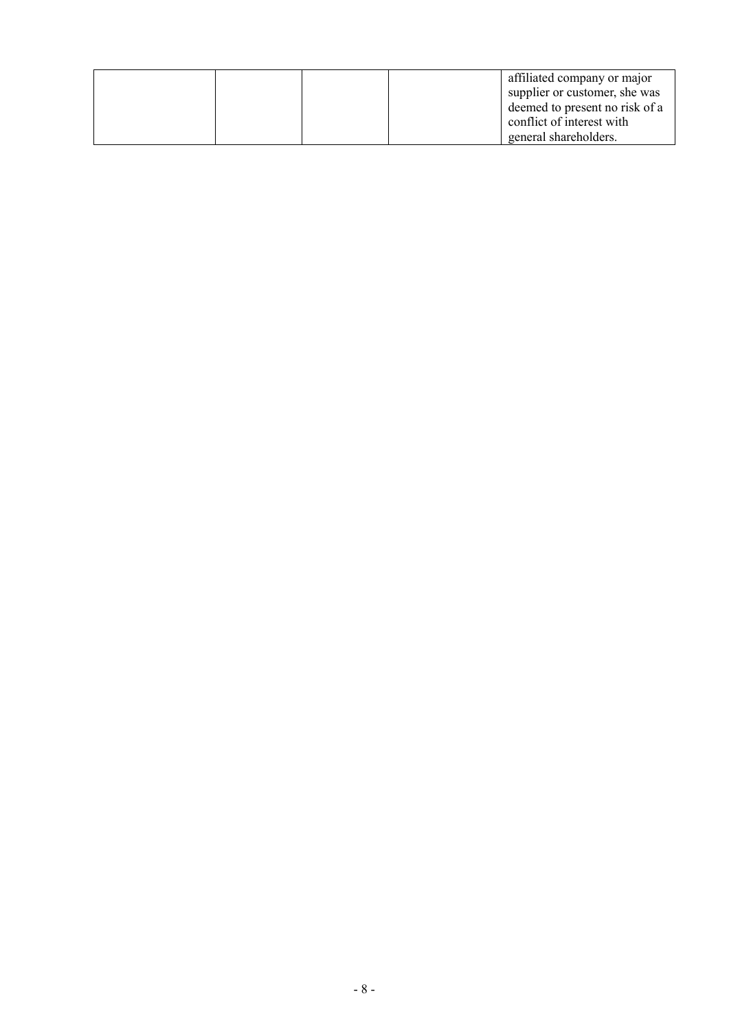| | | | | |
|---|---|---|---|---|
| | | | | affiliated company or major supplier or customer, she was deemed to present no risk of a conflict of interest with general shareholders. |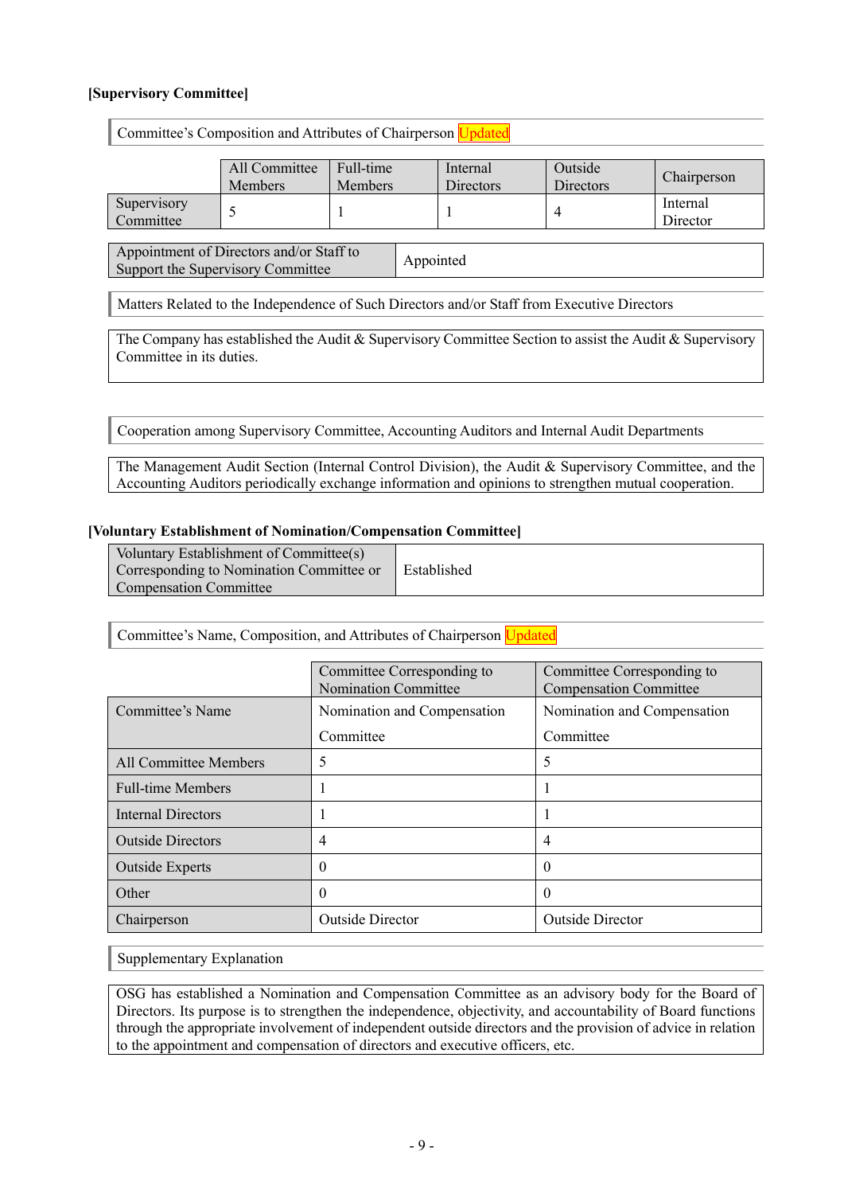**[Supervisory Committee]**

Committee's Composition and Attributes of Chairperson Updated

| | All Committee Members | Full-time Members | Internal Directors | Outside Directors | Chairperson |
|---|---|---|---|---|---|
| Supervisory Committee | 5 | 1 | 1 | 4 | Internal Director |

| Appointment of Directors and/or Staff to Support the Supervisory Committee | Appointed |
|---|---|

Matters Related to the Independence of Such Directors and/or Staff from Executive Directors

The Company has established the Audit & Supervisory Committee Section to assist the Audit & Supervisory Committee in its duties.

Cooperation among Supervisory Committee, Accounting Auditors and Internal Audit Departments

The Management Audit Section (Internal Control Division), the Audit & Supervisory Committee, and the Accounting Auditors periodically exchange information and opinions to strengthen mutual cooperation.

**[Voluntary Establishment of Nomination/Compensation Committee]**

| Voluntary Establishment of Committee(s) Corresponding to Nomination Committee or Compensation Committee | Established |
|---|---|

Committee's Name, Composition, and Attributes of Chairperson Updated

| | Committee Corresponding to Nomination Committee | Committee Corresponding to Compensation Committee |
|---|---|---|
| Committee's Name | Nomination and Compensation Committee | Nomination and Compensation Committee |
| All Committee Members | 5 | 5 |
| Full-time Members | 1 | 1 |
| Internal Directors | 1 | 1 |
| Outside Directors | 4 | 4 |
| Outside Experts | 0 | 0 |
| Other | 0 | 0 |
| Chairperson | Outside Director | Outside Director |

Supplementary Explanation

OSG has established a Nomination and Compensation Committee as an advisory body for the Board of Directors. Its purpose is to strengthen the independence, objectivity, and accountability of Board functions through the appropriate involvement of independent outside directors and the provision of advice in relation to the appointment and compensation of directors and executive officers, etc.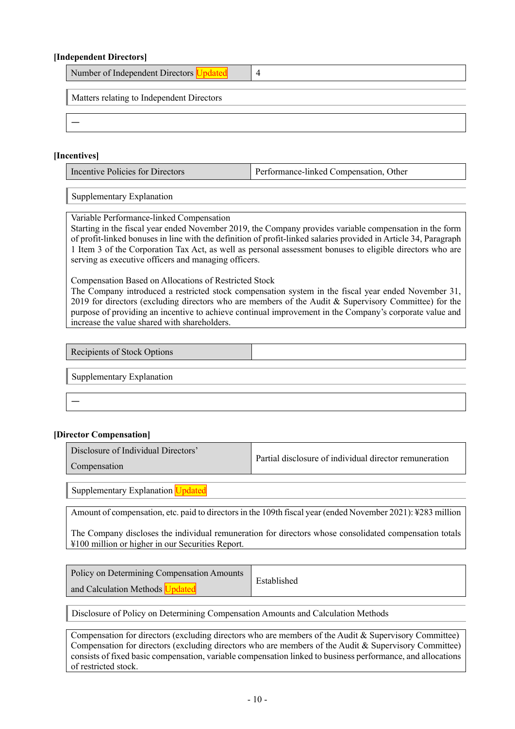**[Independent Directors]**

| Number of Independent Directors Updated | 4 |
|---|---|

Matters relating to Independent Directors

—

**[Incentives]**

| Incentive Policies for Directors | Performance-linked Compensation, Other |
|---|---|

Supplementary Explanation

Variable Performance-linked Compensation
Starting in the fiscal year ended November 2019, the Company provides variable compensation in the form of profit-linked bonuses in line with the definition of profit-linked salaries provided in Article 34, Paragraph 1 Item 3 of the Corporation Tax Act, as well as personal assessment bonuses to eligible directors who are serving as executive officers and managing officers.

Compensation Based on Allocations of Restricted Stock
The Company introduced a restricted stock compensation system in the fiscal year ended November 31, 2019 for directors (excluding directors who are members of the Audit & Supervisory Committee) for the purpose of providing an incentive to achieve continual improvement in the Company's corporate value and increase the value shared with shareholders.

| Recipients of Stock Options | |
|---|---|

Supplementary Explanation

—

**[Director Compensation]**

| Disclosure of Individual Directors' Compensation | Partial disclosure of individual director remuneration |
|---|---|

Supplementary Explanation Updated

Amount of compensation, etc. paid to directors in the 109th fiscal year (ended November 2021): ¥283 million

The Company discloses the individual remuneration for directors whose consolidated compensation totals ¥100 million or higher in our Securities Report.

| Policy on Determining Compensation Amounts and Calculation Methods Updated | Established |
|---|---|

Disclosure of Policy on Determining Compensation Amounts and Calculation Methods

Compensation for directors (excluding directors who are members of the Audit & Supervisory Committee)
Compensation for directors (excluding directors who are members of the Audit & Supervisory Committee) consists of fixed basic compensation, variable compensation linked to business performance, and allocations of restricted stock.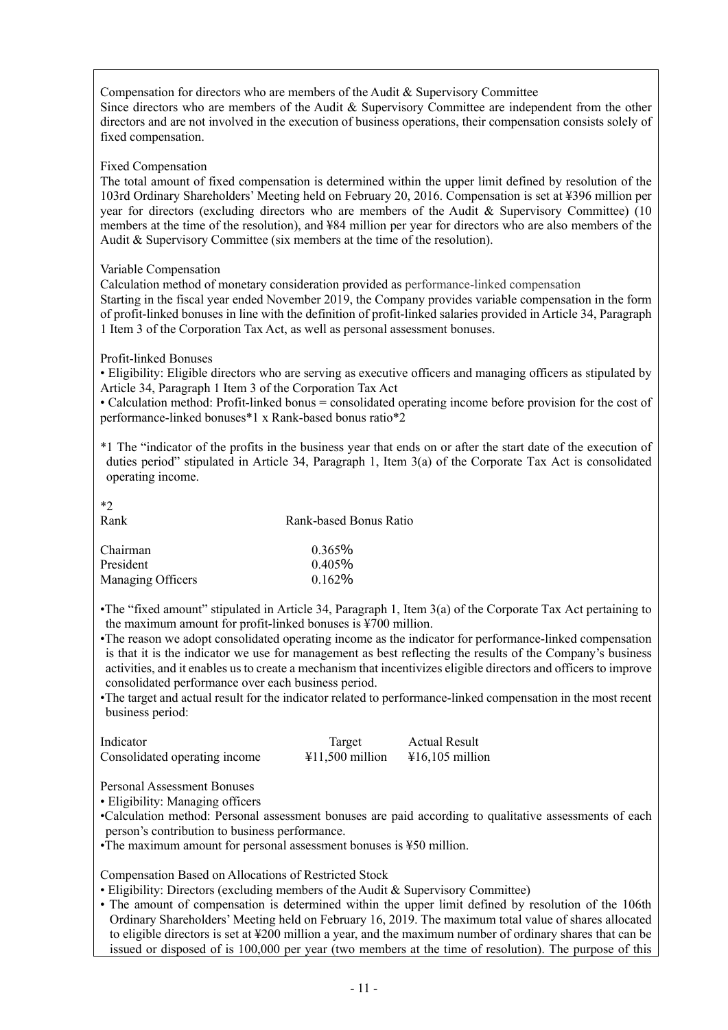Compensation for directors who are members of the Audit & Supervisory Committee

Since directors who are members of the Audit & Supervisory Committee are independent from the other directors and are not involved in the execution of business operations, their compensation consists solely of fixed compensation.

Fixed Compensation

The total amount of fixed compensation is determined within the upper limit defined by resolution of the 103rd Ordinary Shareholders' Meeting held on February 20, 2016. Compensation is set at ¥396 million per year for directors (excluding directors who are members of the Audit & Supervisory Committee) (10 members at the time of the resolution), and ¥84 million per year for directors who are also members of the Audit & Supervisory Committee (six members at the time of the resolution).

Variable Compensation

Calculation method of monetary consideration provided as performance-linked compensation

Starting in the fiscal year ended November 2019, the Company provides variable compensation in the form of profit-linked bonuses in line with the definition of profit-linked salaries provided in Article 34, Paragraph 1 Item 3 of the Corporation Tax Act, as well as personal assessment bonuses.

Profit-linked Bonuses

- Eligibility: Eligible directors who are serving as executive officers and managing officers as stipulated by Article 34, Paragraph 1 Item 3 of the Corporation Tax Act
- Calculation method: Profit-linked bonus = consolidated operating income before provision for the cost of performance-linked bonuses*1 x Rank-based bonus ratio*2

*1 The "indicator of the profits in the business year that ends on or after the start date of the execution of duties period" stipulated in Article 34, Paragraph 1, Item 3(a) of the Corporate Tax Act is consolidated operating income.

*2

| Rank | Rank-based Bonus Ratio |
|---|---|
| Chairman | 0.365% |
| President | 0.405% |
| Managing Officers | 0.162% |

- The "fixed amount" stipulated in Article 34, Paragraph 1, Item 3(a) of the Corporate Tax Act pertaining to the maximum amount for profit-linked bonuses is ¥700 million.
- The reason we adopt consolidated operating income as the indicator for performance-linked compensation is that it is the indicator we use for management as best reflecting the results of the Company's business activities, and it enables us to create a mechanism that incentivizes eligible directors and officers to improve consolidated performance over each business period.
- The target and actual result for the indicator related to performance-linked compensation in the most recent business period:

| Indicator | Target | Actual Result |
|---|---|---|
| Consolidated operating income | ¥11,500 million | ¥16,105 million |

Personal Assessment Bonuses

- Eligibility: Managing officers
- Calculation method: Personal assessment bonuses are paid according to qualitative assessments of each person's contribution to business performance.
- The maximum amount for personal assessment bonuses is ¥50 million.

Compensation Based on Allocations of Restricted Stock

- Eligibility: Directors (excluding members of the Audit & Supervisory Committee)
- The amount of compensation is determined within the upper limit defined by resolution of the 106th Ordinary Shareholders' Meeting held on February 16, 2019. The maximum total value of shares allocated to eligible directors is set at ¥200 million a year, and the maximum number of ordinary shares that can be issued or disposed of is 100,000 per year (two members at the time of resolution). The purpose of this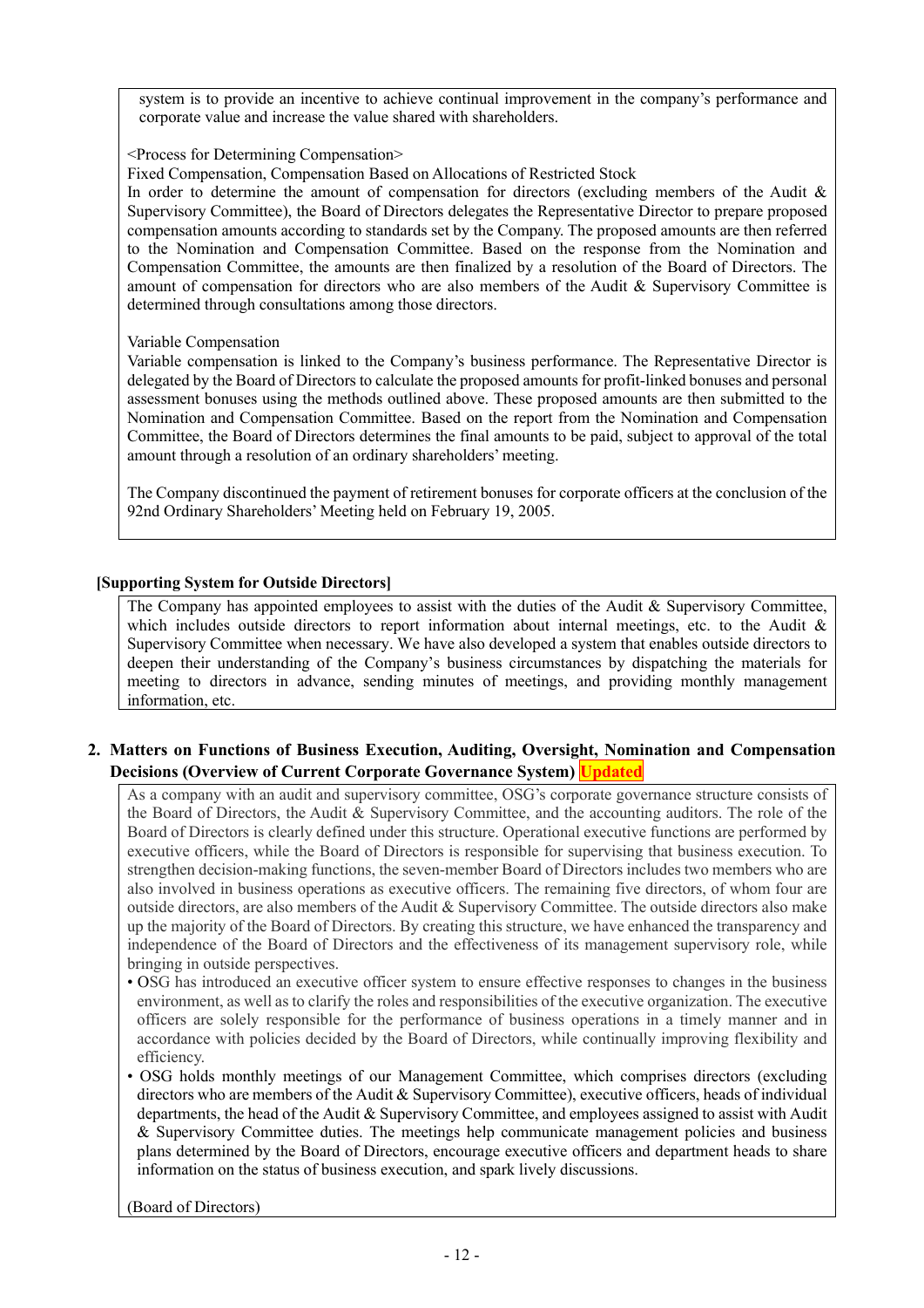system is to provide an incentive to achieve continual improvement in the company's performance and corporate value and increase the value shared with shareholders.

<Process for Determining Compensation>

Fixed Compensation, Compensation Based on Allocations of Restricted Stock

In order to determine the amount of compensation for directors (excluding members of the Audit & Supervisory Committee), the Board of Directors delegates the Representative Director to prepare proposed compensation amounts according to standards set by the Company. The proposed amounts are then referred to the Nomination and Compensation Committee. Based on the response from the Nomination and Compensation Committee, the amounts are then finalized by a resolution of the Board of Directors. The amount of compensation for directors who are also members of the Audit & Supervisory Committee is determined through consultations among those directors.

Variable Compensation

Variable compensation is linked to the Company's business performance. The Representative Director is delegated by the Board of Directors to calculate the proposed amounts for profit-linked bonuses and personal assessment bonuses using the methods outlined above. These proposed amounts are then submitted to the Nomination and Compensation Committee. Based on the report from the Nomination and Compensation Committee, the Board of Directors determines the final amounts to be paid, subject to approval of the total amount through a resolution of an ordinary shareholders' meeting.

The Company discontinued the payment of retirement bonuses for corporate officers at the conclusion of the 92nd Ordinary Shareholders' Meeting held on February 19, 2005.

**[Supporting System for Outside Directors]**

The Company has appointed employees to assist with the duties of the Audit & Supervisory Committee, which includes outside directors to report information about internal meetings, etc. to the Audit & Supervisory Committee when necessary. We have also developed a system that enables outside directors to deepen their understanding of the Company's business circumstances by dispatching the materials for meeting to directors in advance, sending minutes of meetings, and providing monthly management information, etc.

## 2. Matters on Functions of Business Execution, Auditing, Oversight, Nomination and Compensation Decisions (Overview of Current Corporate Governance System) Updated

As a company with an audit and supervisory committee, OSG's corporate governance structure consists of the Board of Directors, the Audit & Supervisory Committee, and the accounting auditors. The role of the Board of Directors is clearly defined under this structure. Operational executive functions are performed by executive officers, while the Board of Directors is responsible for supervising that business execution. To strengthen decision-making functions, the seven-member Board of Directors includes two members who are also involved in business operations as executive officers. The remaining five directors, of whom four are outside directors, are also members of the Audit & Supervisory Committee. The outside directors also make up the majority of the Board of Directors. By creating this structure, we have enhanced the transparency and independence of the Board of Directors and the effectiveness of its management supervisory role, while bringing in outside perspectives.

- OSG has introduced an executive officer system to ensure effective responses to changes in the business environment, as well as to clarify the roles and responsibilities of the executive organization. The executive officers are solely responsible for the performance of business operations in a timely manner and in accordance with policies decided by the Board of Directors, while continually improving flexibility and efficiency.
- OSG holds monthly meetings of our Management Committee, which comprises directors (excluding directors who are members of the Audit & Supervisory Committee), executive officers, heads of individual departments, the head of the Audit & Supervisory Committee, and employees assigned to assist with Audit & Supervisory Committee duties. The meetings help communicate management policies and business plans determined by the Board of Directors, encourage executive officers and department heads to share information on the status of business execution, and spark lively discussions.

(Board of Directors)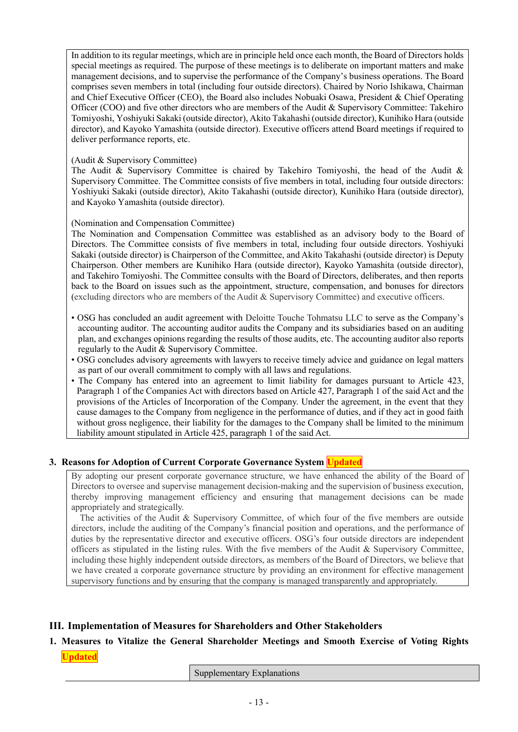In addition to its regular meetings, which are in principle held once each month, the Board of Directors holds special meetings as required. The purpose of these meetings is to deliberate on important matters and make management decisions, and to supervise the performance of the Company's business operations. The Board comprises seven members in total (including four outside directors). Chaired by Norio Ishikawa, Chairman and Chief Executive Officer (CEO), the Board also includes Nobuaki Osawa, President & Chief Operating Officer (COO) and five other directors who are members of the Audit & Supervisory Committee: Takehiro Tomiyoshi, Yoshiyuki Sakaki (outside director), Akito Takahashi (outside director), Kunihiko Hara (outside director), and Kayoko Yamashita (outside director). Executive officers attend Board meetings if required to deliver performance reports, etc.

(Audit & Supervisory Committee)
The Audit & Supervisory Committee is chaired by Takehiro Tomiyoshi, the head of the Audit & Supervisory Committee. The Committee consists of five members in total, including four outside directors: Yoshiyuki Sakaki (outside director), Akito Takahashi (outside director), Kunihiko Hara (outside director), and Kayoko Yamashita (outside director).

(Nomination and Compensation Committee)
The Nomination and Compensation Committee was established as an advisory body to the Board of Directors. The Committee consists of five members in total, including four outside directors. Yoshiyuki Sakaki (outside director) is Chairperson of the Committee, and Akito Takahashi (outside director) is Deputy Chairperson. Other members are Kunihiko Hara (outside director), Kayoko Yamashita (outside director), and Takehiro Tomiyoshi. The Committee consults with the Board of Directors, deliberates, and then reports back to the Board on issues such as the appointment, structure, compensation, and bonuses for directors (excluding directors who are members of the Audit & Supervisory Committee) and executive officers.

- OSG has concluded an audit agreement with Deloitte Touche Tohmatsu LLC to serve as the Company's accounting auditor. The accounting auditor audits the Company and its subsidiaries based on an auditing plan, and exchanges opinions regarding the results of those audits, etc. The accounting auditor also reports regularly to the Audit & Supervisory Committee.
- OSG concludes advisory agreements with lawyers to receive timely advice and guidance on legal matters as part of our overall commitment to comply with all laws and regulations.
- The Company has entered into an agreement to limit liability for damages pursuant to Article 423, Paragraph 1 of the Companies Act with directors based on Article 427, Paragraph 1 of the said Act and the provisions of the Articles of Incorporation of the Company. Under the agreement, in the event that they cause damages to the Company from negligence in the performance of duties, and if they act in good faith without gross negligence, their liability for the damages to the Company shall be limited to the minimum liability amount stipulated in Article 425, paragraph 1 of the said Act.

### 3. Reasons for Adoption of Current Corporate Governance System **Updated**

By adopting our present corporate governance structure, we have enhanced the ability of the Board of Directors to oversee and supervise management decision-making and the supervision of business execution, thereby improving management efficiency and ensuring that management decisions can be made appropriately and strategically.

The activities of the Audit & Supervisory Committee, of which four of the five members are outside directors, include the auditing of the Company's financial position and operations, and the performance of duties by the representative director and executive officers. OSG's four outside directors are independent officers as stipulated in the listing rules. With the five members of the Audit & Supervisory Committee, including these highly independent outside directors, as members of the Board of Directors, we believe that we have created a corporate governance structure by providing an environment for effective management supervisory functions and by ensuring that the company is managed transparently and appropriately.

## III. Implementation of Measures for Shareholders and Other Stakeholders

### 1. Measures to Vitalize the General Shareholder Meetings and Smooth Exercise of Voting Rights **Updated**

| | Supplementary Explanations |
|---|---|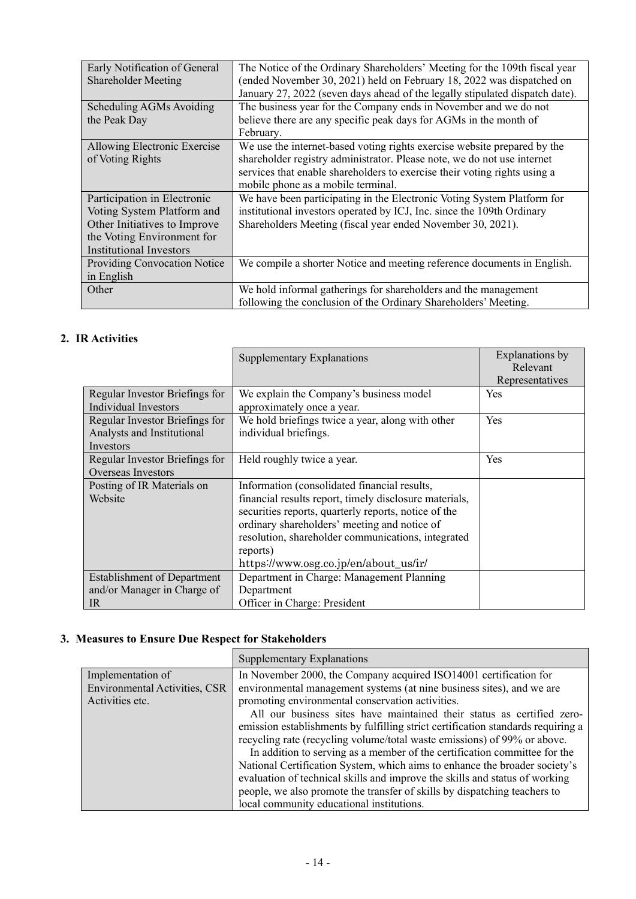| | |
|---|---|
| Early Notification of General Shareholder Meeting | The Notice of the Ordinary Shareholders' Meeting for the 109th fiscal year (ended November 30, 2021) held on February 18, 2022 was dispatched on January 27, 2022 (seven days ahead of the legally stipulated dispatch date). |
| Scheduling AGMs Avoiding the Peak Day | The business year for the Company ends in November and we do not believe there are any specific peak days for AGMs in the month of February. |
| Allowing Electronic Exercise of Voting Rights | We use the internet-based voting rights exercise website prepared by the shareholder registry administrator. Please note, we do not use internet services that enable shareholders to exercise their voting rights using a mobile phone as a mobile terminal. |
| Participation in Electronic Voting System Platform and Other Initiatives to Improve the Voting Environment for Institutional Investors | We have been participating in the Electronic Voting System Platform for institutional investors operated by ICJ, Inc. since the 109th Ordinary Shareholders Meeting (fiscal year ended November 30, 2021). |
| Providing Convocation Notice in English | We compile a shorter Notice and meeting reference documents in English. |
| Other | We hold informal gatherings for shareholders and the management following the conclusion of the Ordinary Shareholders' Meeting. |

## 2. IR Activities

| | Supplementary Explanations | Explanations by Relevant Representatives |
|---|---|---|
| Regular Investor Briefings for Individual Investors | We explain the Company's business model approximately once a year. | Yes |
| Regular Investor Briefings for Analysts and Institutional Investors | We hold briefings twice a year, along with other individual briefings. | Yes |
| Regular Investor Briefings for Overseas Investors | Held roughly twice a year. | Yes |
| Posting of IR Materials on Website | Information (consolidated financial results, financial results report, timely disclosure materials, securities reports, quarterly reports, notice of the ordinary shareholders' meeting and notice of resolution, shareholder communications, integrated reports) https://www.osg.co.jp/en/about_us/ir/ | |
| Establishment of Department and/or Manager in Charge of IR | Department in Charge: Management Planning Department<br>Officer in Charge: President | |

## 3. Measures to Ensure Due Respect for Stakeholders

| | Supplementary Explanations |
|---|---|
| Implementation of Environmental Activities, CSR Activities etc. | In November 2000, the Company acquired ISO14001 certification for environmental management systems (at nine business sites), and we are promoting environmental conservation activities.<br>All our business sites have maintained their status as certified zero-emission establishments by fulfilling strict certification standards requiring a recycling rate (recycling volume/total waste emissions) of 99% or above.<br>In addition to serving as a member of the certification committee for the National Certification System, which aims to enhance the broader society's evaluation of technical skills and improve the skills and status of working people, we also promote the transfer of skills by dispatching teachers to local community educational institutions. |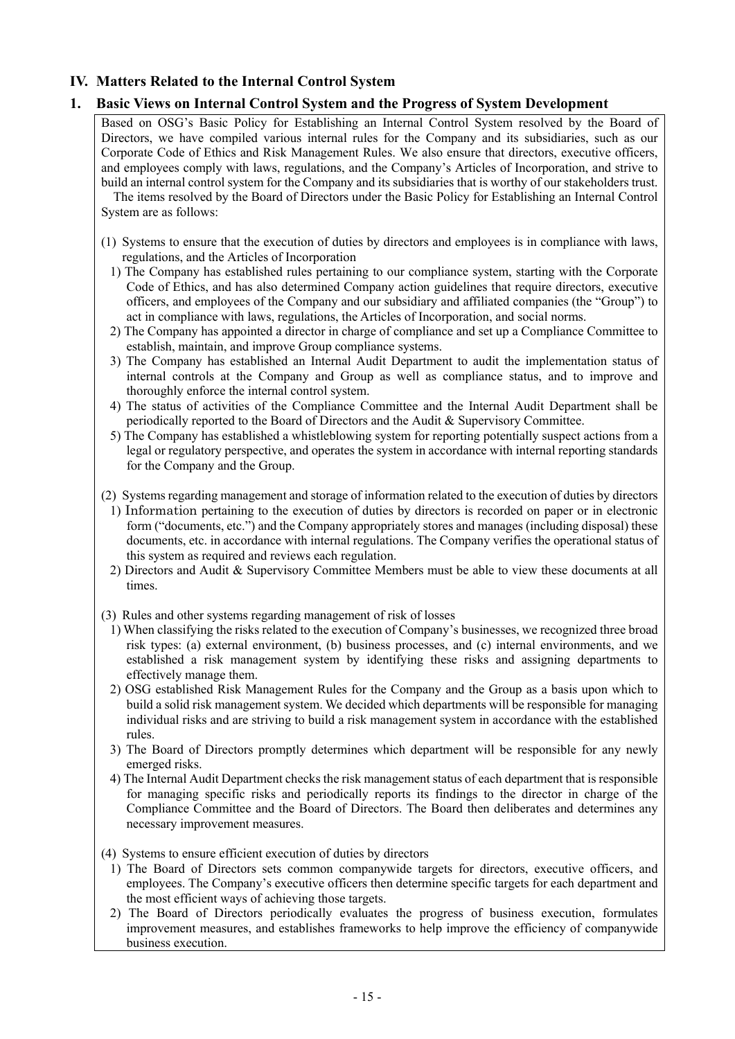## IV. Matters Related to the Internal Control System

### 1. Basic Views on Internal Control System and the Progress of System Development

Based on OSG's Basic Policy for Establishing an Internal Control System resolved by the Board of Directors, we have compiled various internal rules for the Company and its subsidiaries, such as our Corporate Code of Ethics and Risk Management Rules. We also ensure that directors, executive officers, and employees comply with laws, regulations, and the Company's Articles of Incorporation, and strive to build an internal control system for the Company and its subsidiaries that is worthy of our stakeholders trust.

The items resolved by the Board of Directors under the Basic Policy for Establishing an Internal Control System are as follows:

(1) Systems to ensure that the execution of duties by directors and employees is in compliance with laws, regulations, and the Articles of Incorporation

1) The Company has established rules pertaining to our compliance system, starting with the Corporate Code of Ethics, and has also determined Company action guidelines that require directors, executive officers, and employees of the Company and our subsidiary and affiliated companies (the "Group") to act in compliance with laws, regulations, the Articles of Incorporation, and social norms.

2) The Company has appointed a director in charge of compliance and set up a Compliance Committee to establish, maintain, and improve Group compliance systems.

3) The Company has established an Internal Audit Department to audit the implementation status of internal controls at the Company and Group as well as compliance status, and to improve and thoroughly enforce the internal control system.

4) The status of activities of the Compliance Committee and the Internal Audit Department shall be periodically reported to the Board of Directors and the Audit & Supervisory Committee.

5) The Company has established a whistleblowing system for reporting potentially suspect actions from a legal or regulatory perspective, and operates the system in accordance with internal reporting standards for the Company and the Group.

(2) Systems regarding management and storage of information related to the execution of duties by directors

1) Information pertaining to the execution of duties by directors is recorded on paper or in electronic form ("documents, etc.") and the Company appropriately stores and manages (including disposal) these documents, etc. in accordance with internal regulations. The Company verifies the operational status of this system as required and reviews each regulation.

2) Directors and Audit & Supervisory Committee Members must be able to view these documents at all times.

(3) Rules and other systems regarding management of risk of losses

1) When classifying the risks related to the execution of Company's businesses, we recognized three broad risk types: (a) external environment, (b) business processes, and (c) internal environments, and we established a risk management system by identifying these risks and assigning departments to effectively manage them.

2) OSG established Risk Management Rules for the Company and the Group as a basis upon which to build a solid risk management system. We decided which departments will be responsible for managing individual risks and are striving to build a risk management system in accordance with the established rules.

3) The Board of Directors promptly determines which department will be responsible for any newly emerged risks.

4) The Internal Audit Department checks the risk management status of each department that is responsible for managing specific risks and periodically reports its findings to the director in charge of the Compliance Committee and the Board of Directors. The Board then deliberates and determines any necessary improvement measures.

(4) Systems to ensure efficient execution of duties by directors

1) The Board of Directors sets common companywide targets for directors, executive officers, and employees. The Company's executive officers then determine specific targets for each department and the most efficient ways of achieving those targets.

2) The Board of Directors periodically evaluates the progress of business execution, formulates improvement measures, and establishes frameworks to help improve the efficiency of companywide business execution.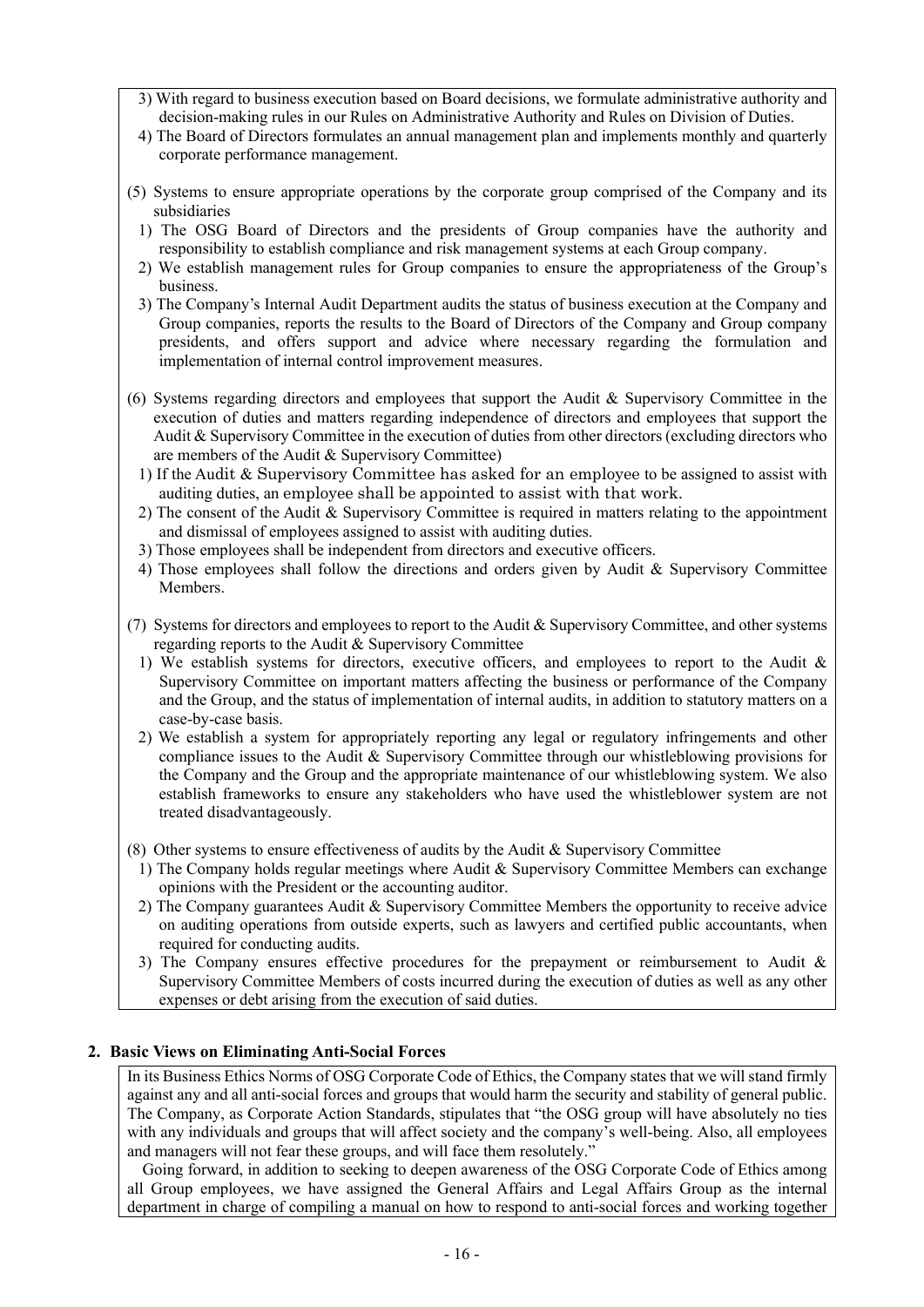3) With regard to business execution based on Board decisions, we formulate administrative authority and decision-making rules in our Rules on Administrative Authority and Rules on Division of Duties.

4) The Board of Directors formulates an annual management plan and implements monthly and quarterly corporate performance management.

(5) Systems to ensure appropriate operations by the corporate group comprised of the Company and its subsidiaries

1) The OSG Board of Directors and the presidents of Group companies have the authority and responsibility to establish compliance and risk management systems at each Group company.

2) We establish management rules for Group companies to ensure the appropriateness of the Group's business.

3) The Company's Internal Audit Department audits the status of business execution at the Company and Group companies, reports the results to the Board of Directors of the Company and Group company presidents, and offers support and advice where necessary regarding the formulation and implementation of internal control improvement measures.

(6) Systems regarding directors and employees that support the Audit & Supervisory Committee in the execution of duties and matters regarding independence of directors and employees that support the Audit & Supervisory Committee in the execution of duties from other directors (excluding directors who are members of the Audit & Supervisory Committee)

1) If the Audit & Supervisory Committee has asked for an employee to be assigned to assist with auditing duties, an employee shall be appointed to assist with that work.

2) The consent of the Audit & Supervisory Committee is required in matters relating to the appointment and dismissal of employees assigned to assist with auditing duties.

3) Those employees shall be independent from directors and executive officers.

4) Those employees shall follow the directions and orders given by Audit & Supervisory Committee Members.

(7) Systems for directors and employees to report to the Audit & Supervisory Committee, and other systems regarding reports to the Audit & Supervisory Committee

1) We establish systems for directors, executive officers, and employees to report to the Audit & Supervisory Committee on important matters affecting the business or performance of the Company and the Group, and the status of implementation of internal audits, in addition to statutory matters on a case-by-case basis.

2) We establish a system for appropriately reporting any legal or regulatory infringements and other compliance issues to the Audit & Supervisory Committee through our whistleblowing provisions for the Company and the Group and the appropriate maintenance of our whistleblowing system. We also establish frameworks to ensure any stakeholders who have used the whistleblower system are not treated disadvantageously.

(8) Other systems to ensure effectiveness of audits by the Audit & Supervisory Committee

1) The Company holds regular meetings where Audit & Supervisory Committee Members can exchange opinions with the President or the accounting auditor.

2) The Company guarantees Audit & Supervisory Committee Members the opportunity to receive advice on auditing operations from outside experts, such as lawyers and certified public accountants, when required for conducting audits.

3) The Company ensures effective procedures for the prepayment or reimbursement to Audit & Supervisory Committee Members of costs incurred during the execution of duties as well as any other expenses or debt arising from the execution of said duties.

## 2. Basic Views on Eliminating Anti-Social Forces

In its Business Ethics Norms of OSG Corporate Code of Ethics, the Company states that we will stand firmly against any and all anti-social forces and groups that would harm the security and stability of general public. The Company, as Corporate Action Standards, stipulates that "the OSG group will have absolutely no ties with any individuals and groups that will affect society and the company's well-being. Also, all employees and managers will not fear these groups, and will face them resolutely."

Going forward, in addition to seeking to deepen awareness of the OSG Corporate Code of Ethics among all Group employees, we have assigned the General Affairs and Legal Affairs Group as the internal department in charge of compiling a manual on how to respond to anti-social forces and working together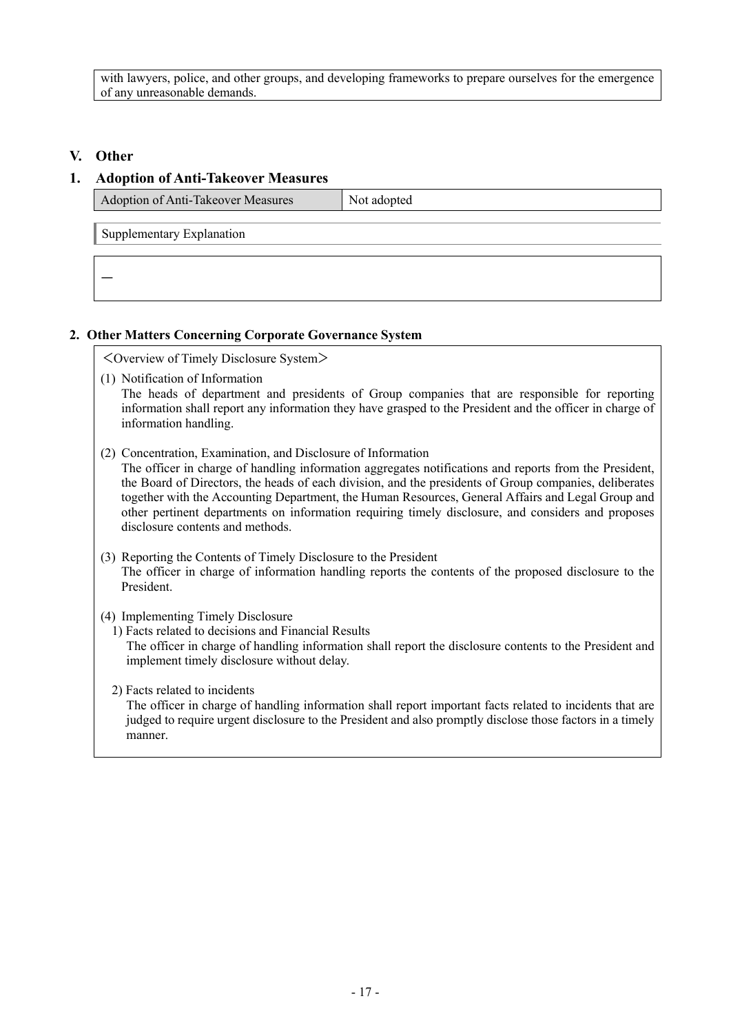with lawyers, police, and other groups, and developing frameworks to prepare ourselves for the emergence of any unreasonable demands.

## V. Other

### 1. Adoption of Anti-Takeover Measures

| Adoption of Anti-Takeover Measures | Not adopted |
|---|---|

Supplementary Explanation

—

### 2. Other Matters Concerning Corporate Governance System

<Overview of Timely Disclosure System>

(1) Notification of Information
The heads of department and presidents of Group companies that are responsible for reporting information shall report any information they have grasped to the President and the officer in charge of information handling.

(2) Concentration, Examination, and Disclosure of Information
The officer in charge of handling information aggregates notifications and reports from the President, the Board of Directors, the heads of each division, and the presidents of Group companies, deliberates together with the Accounting Department, the Human Resources, General Affairs and Legal Group and other pertinent departments on information requiring timely disclosure, and considers and proposes disclosure contents and methods.

(3) Reporting the Contents of Timely Disclosure to the President
The officer in charge of information handling reports the contents of the proposed disclosure to the President.

(4) Implementing Timely Disclosure
1) Facts related to decisions and Financial Results
The officer in charge of handling information shall report the disclosure contents to the President and implement timely disclosure without delay.

2) Facts related to incidents
The officer in charge of handling information shall report important facts related to incidents that are judged to require urgent disclosure to the President and also promptly disclose those factors in a timely manner.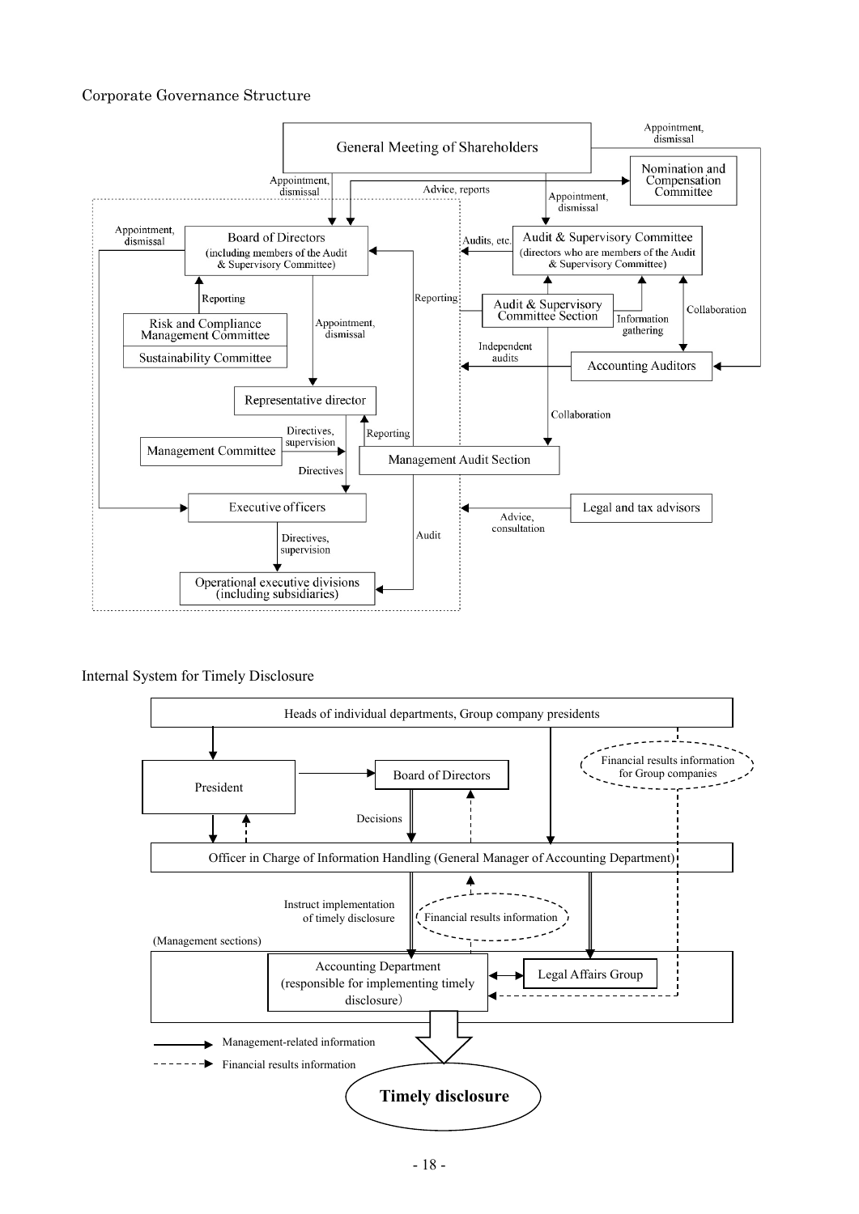Corporate Governance Structure

General Meeting of Shareholders

Appointment, dismissal

Appointment, dismissal

Advice, reports

Nomination and Compensation Committee

Appointment, dismissal

Appointment, dismissal

Board of Directors (including members of the Audit & Supervisory Committee)

Audits, etc.

Audit & Supervisory Committee (directors who are members of the Audit & Supervisory Committee)

Reporting

Reporting

Risk and Compliance Management Committee

Sustainability Committee

Appointment, dismissal

Audit & Supervisory Committee Section

Information gathering

Collaboration

Independent audits

Accounting Auditors

Representative director

Collaboration

Management Committee

Directives, supervision

Reporting

Directives

Management Audit Section

Executive officers

Legal and tax advisors

Advice, consultation

Directives, supervision

Audit

Operational executive divisions (including subsidiaries)

Internal System for Timely Disclosure

Heads of individual departments, Group company presidents

Financial results information for Group companies

President

Board of Directors

Decisions

Officer in Charge of Information Handling (General Manager of Accounting Department)

Instruct implementation of timely disclosure

Financial results information

(Management sections)

Accounting Department (responsible for implementing timely disclosure)

Legal Affairs Group

Management-related information

Financial results information

**Timely disclosure**